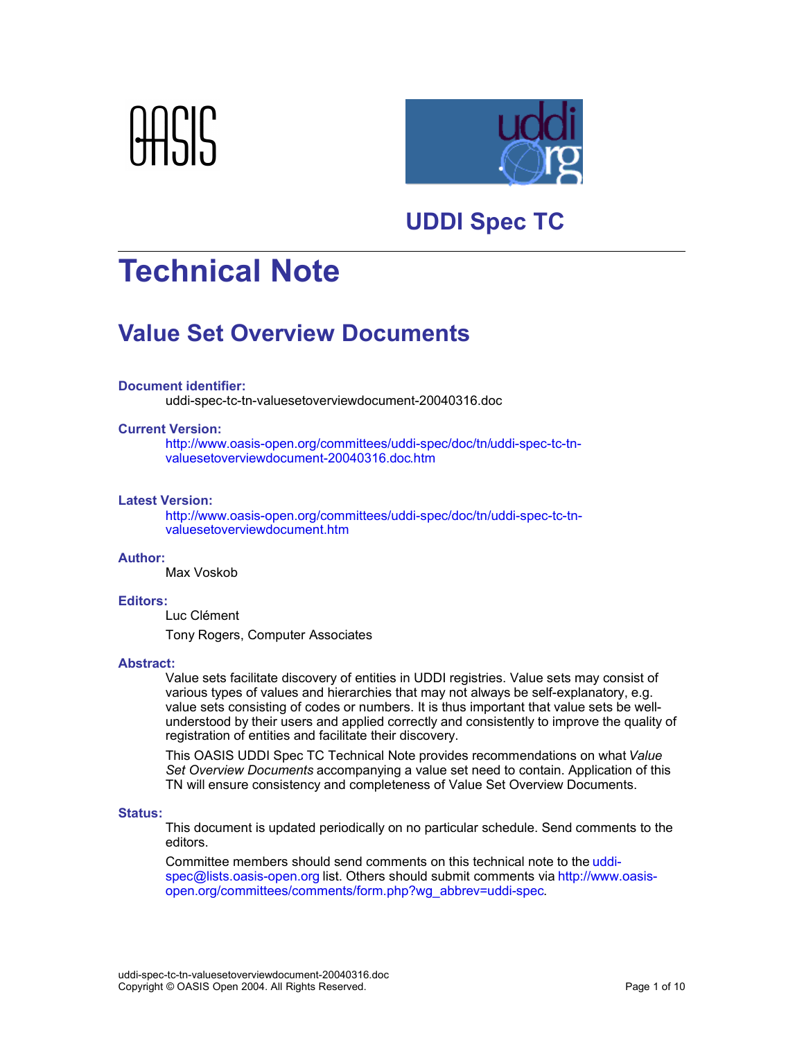# UDDI Spec TC

# Technical Note

## Value Set Overview Documents

**Document identifier:**

uddi-spec-tc-tn-valuesetoverviewdocument-20040316.doc

**Current Version:**

http://www.oasis-open.org/committees/uddi-spec/doc/tn/uddi-spec-tc-tn-valuesetoverviewdocument-20040316.doc.htm

**Latest Version:**

http://www.oasis-open.org/committees/uddi-spec/doc/tn/uddi-spec-tc-tn-valuesetoverviewdocument.htm

**Author:**

Max Voskob

**Editors:**

Luc Clément

Tony Rogers, Computer Associates

**Abstract:**

Value sets facilitate discovery of entities in UDDI registries. Value sets may consist of various types of values and hierarchies that may not always be self-explanatory, e.g. value sets consisting of codes or numbers. It is thus important that value sets be well-understood by their users and applied correctly and consistently to improve the quality of registration of entities and facilitate their discovery.

This OASIS UDDI Spec TC Technical Note provides recommendations on what *Value Set Overview Documents* accompanying a value set need to contain. Application of this TN will ensure consistency and completeness of Value Set Overview Documents.

**Status:**

This document is updated periodically on no particular schedule. Send comments to the editors.

Committee members should send comments on this technical note to the uddi-spec@lists.oasis-open.org list. Others should submit comments via http://www.oasis-open.org/committees/comments/form.php?wg_abbrev=uddi-spec.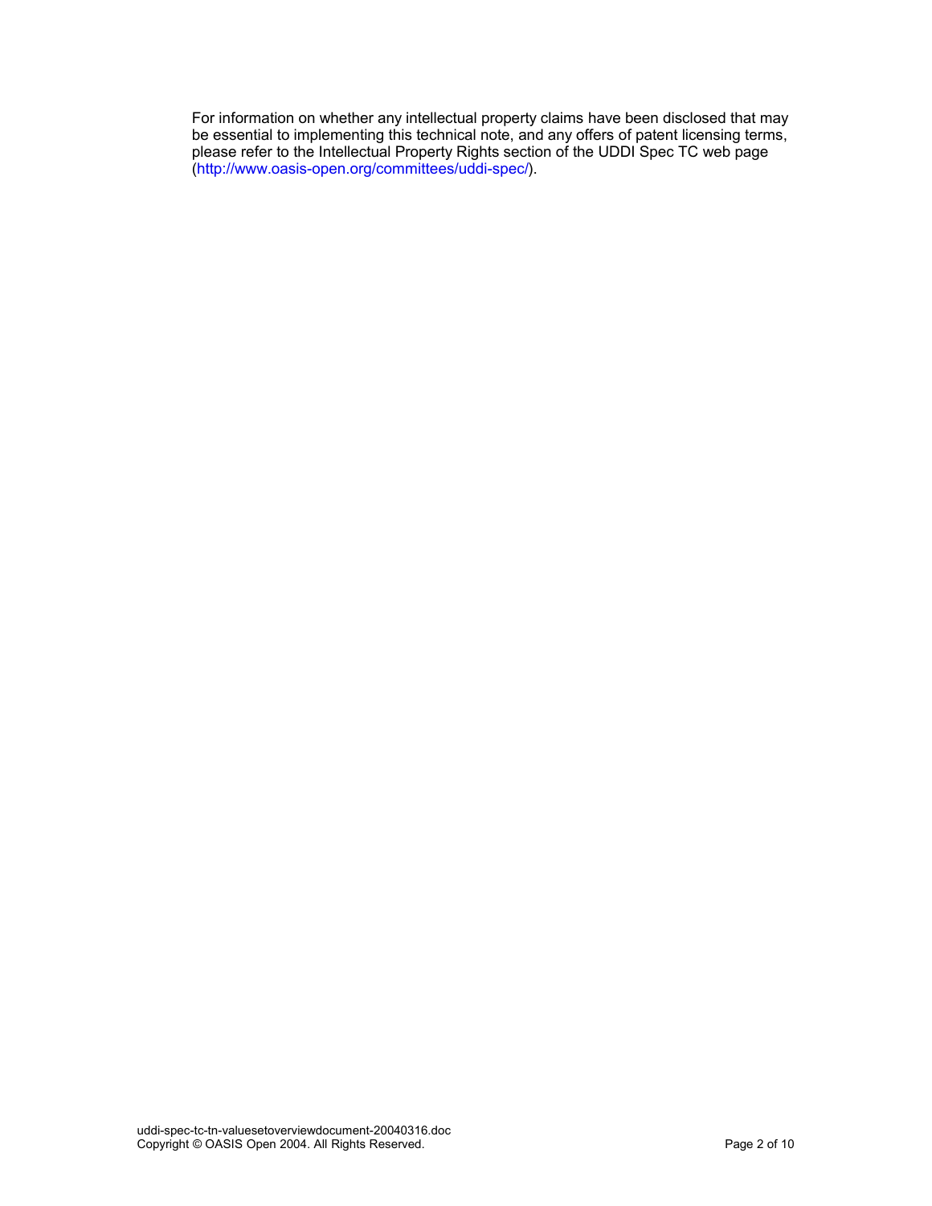For information on whether any intellectual property claims have been disclosed that may be essential to implementing this technical note, and any offers of patent licensing terms, please refer to the Intellectual Property Rights section of the UDDI Spec TC web page (http://www.oasis-open.org/committees/uddi-spec/).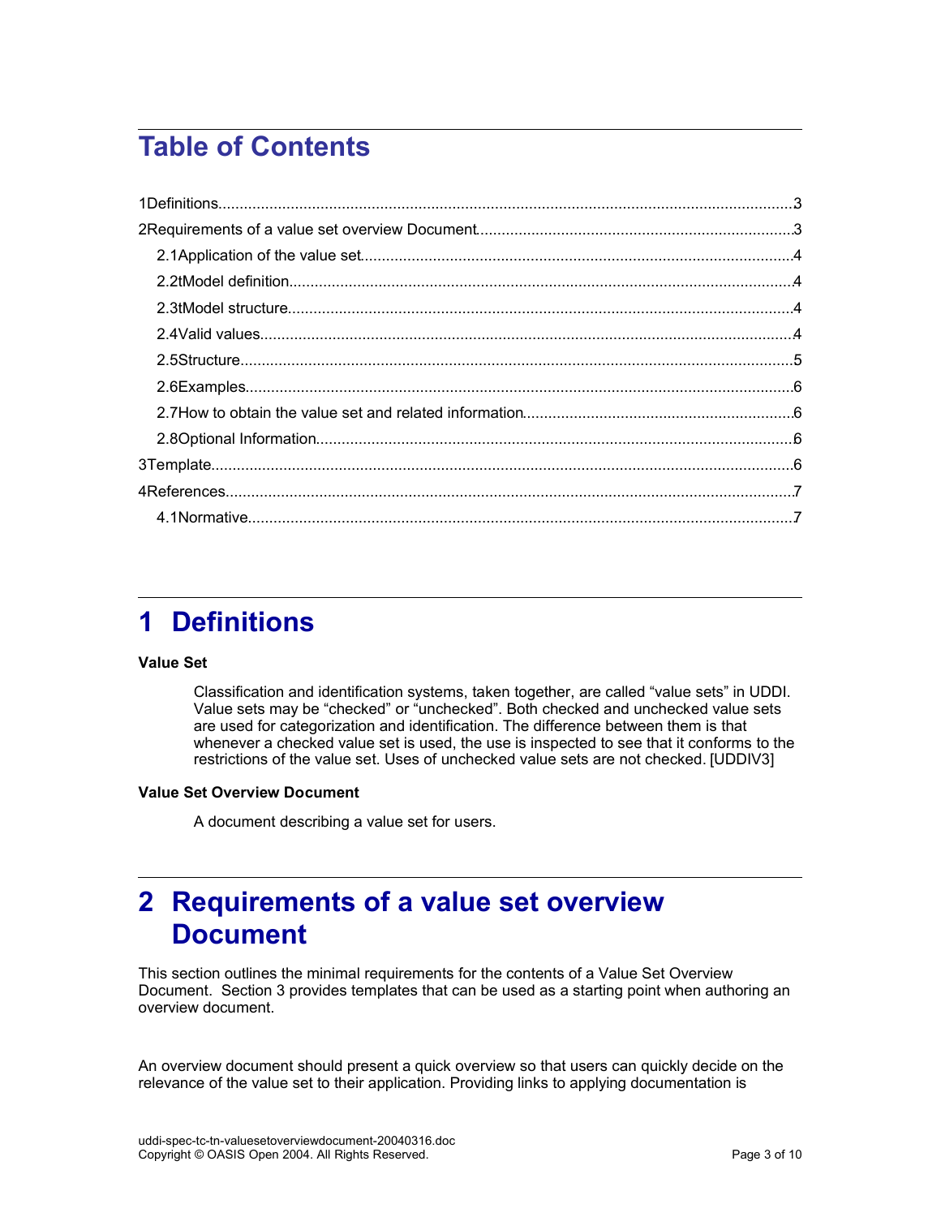# Table of Contents

1Definitions.......................................................................................................................................3

2Requirements of a value set overview Document..........................................................................3

- 2.1Application of the value set.....................................................................................................4
- 2.2tModel definition......................................................................................................................4
- 2.3tModel structure......................................................................................................................4
- 2.4Valid values............................................................................................................................4
- 2.5Structure.................................................................................................................................5
- 2.6Examples................................................................................................................................6
- 2.7How to obtain the value set and related information...............................................................6
- 2.8Optional Information................................................................................................................6

3Template.........................................................................................................................................6

4References......................................................................................................................................7

- 4.1Normative................................................................................................................................7

# 1 Definitions

**Value Set**

> Classification and identification systems, taken together, are called "value sets" in UDDI. Value sets may be "checked" or "unchecked". Both checked and unchecked value sets are used for categorization and identification. The difference between them is that whenever a checked value set is used, the use is inspected to see that it conforms to the restrictions of the value set. Uses of unchecked value sets are not checked. [UDDIV3]

**Value Set Overview Document**

> A document describing a value set for users.

# 2 Requirements of a value set overview Document

This section outlines the minimal requirements for the contents of a Value Set Overview Document. Section 3 provides templates that can be used as a starting point when authoring an overview document.

An overview document should present a quick overview so that users can quickly decide on the relevance of the value set to their application. Providing links to applying documentation is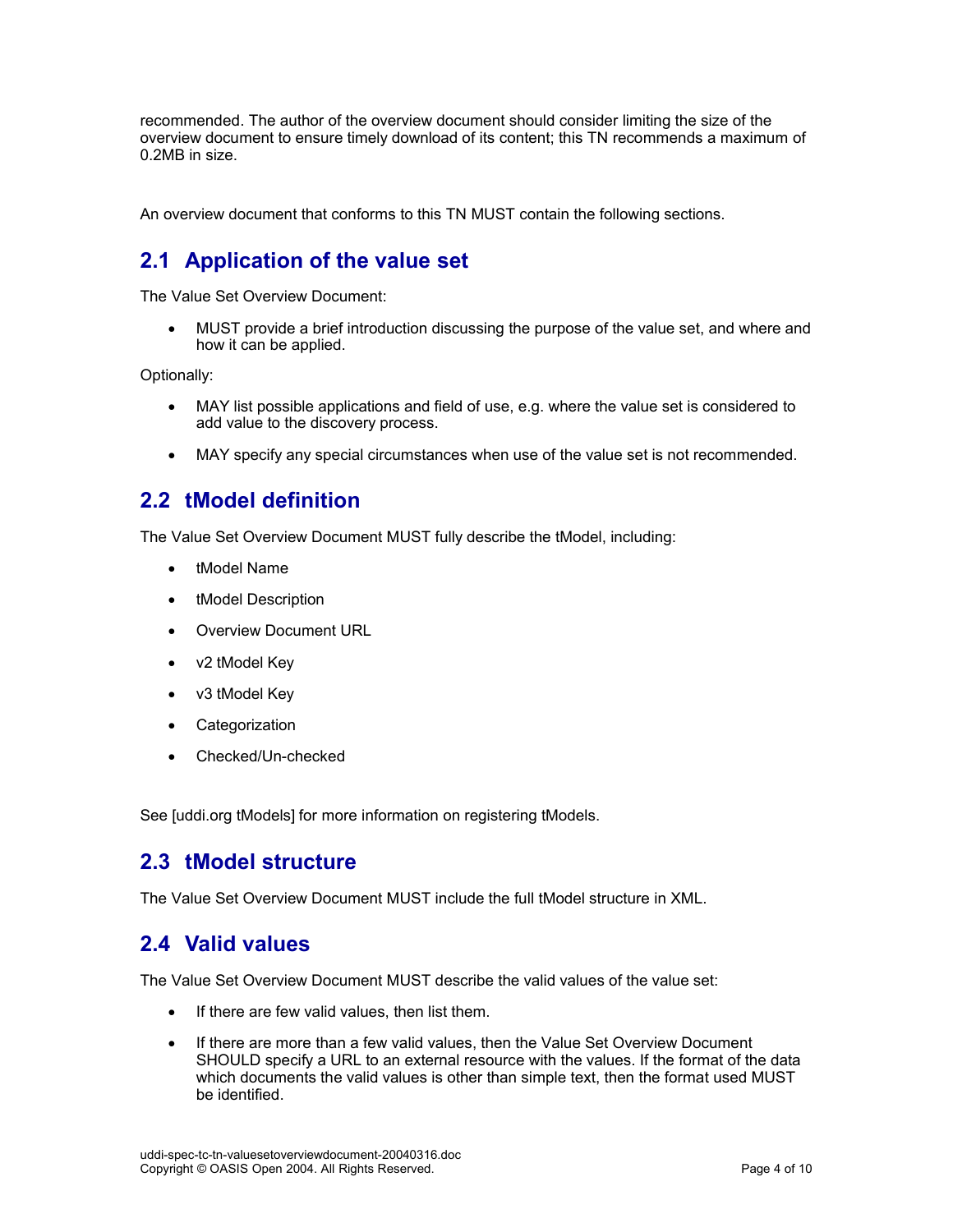recommended. The author of the overview document should consider limiting the size of the overview document to ensure timely download of its content; this TN recommends a maximum of 0.2MB in size.

An overview document that conforms to this TN MUST contain the following sections.

## 2.1 Application of the value set

The Value Set Overview Document:

- MUST provide a brief introduction discussing the purpose of the value set, and where and how it can be applied.

Optionally:

- MAY list possible applications and field of use, e.g. where the value set is considered to add value to the discovery process.
- MAY specify any special circumstances when use of the value set is not recommended.

## 2.2 tModel definition

The Value Set Overview Document MUST fully describe the tModel, including:

- tModel Name
- tModel Description
- Overview Document URL
- v2 tModel Key
- v3 tModel Key
- Categorization
- Checked/Un-checked

See [uddi.org tModels] for more information on registering tModels.

## 2.3 tModel structure

The Value Set Overview Document MUST include the full tModel structure in XML.

## 2.4 Valid values

The Value Set Overview Document MUST describe the valid values of the value set:

- If there are few valid values, then list them.
- If there are more than a few valid values, then the Value Set Overview Document SHOULD specify a URL to an external resource with the values. If the format of the data which documents the valid values is other than simple text, then the format used MUST be identified.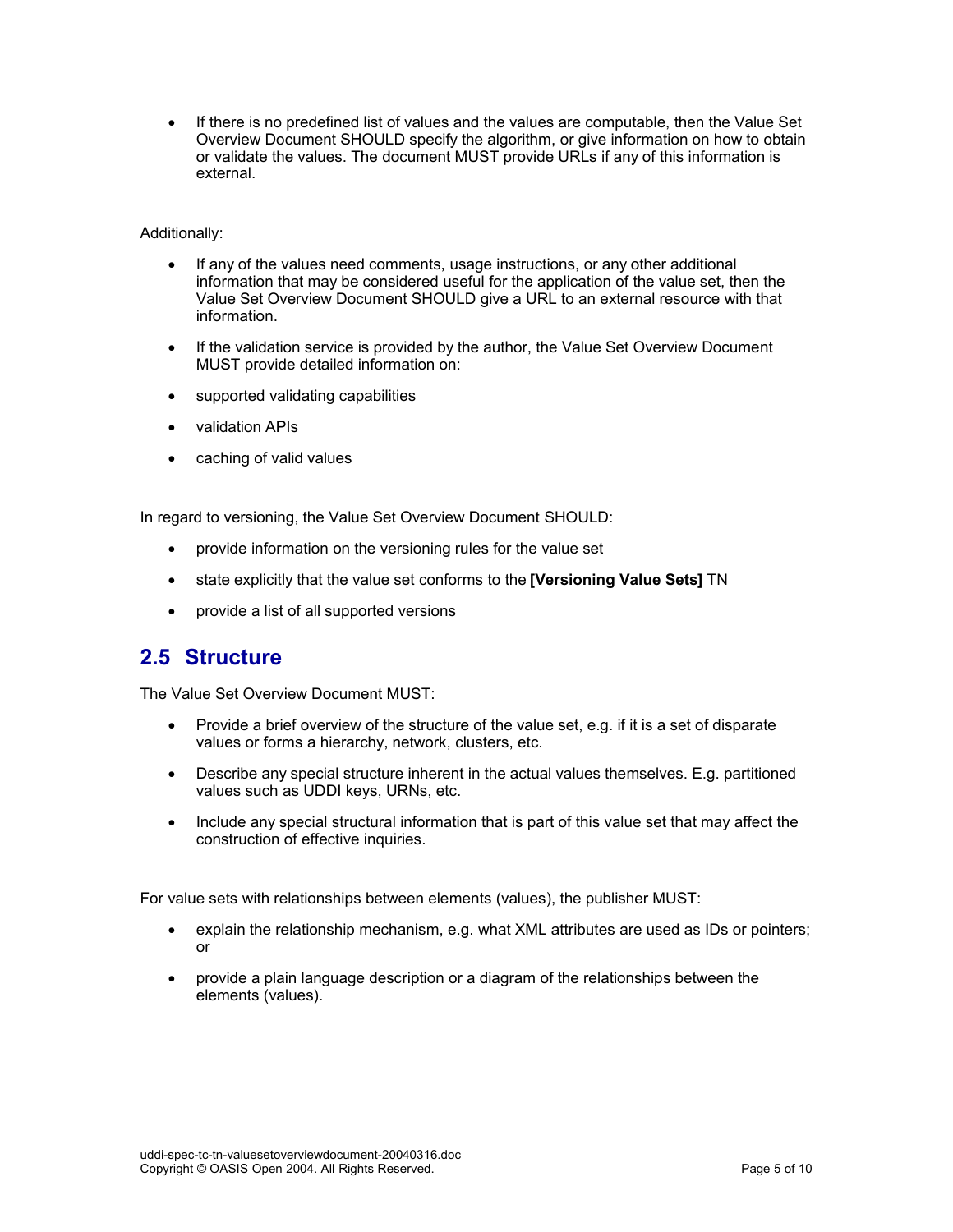- If there is no predefined list of values and the values are computable, then the Value Set Overview Document SHOULD specify the algorithm, or give information on how to obtain or validate the values. The document MUST provide URLs if any of this information is external.

Additionally:

- If any of the values need comments, usage instructions, or any other additional information that may be considered useful for the application of the value set, then the Value Set Overview Document SHOULD give a URL to an external resource with that information.
- If the validation service is provided by the author, the Value Set Overview Document MUST provide detailed information on:
- supported validating capabilities
- validation APIs
- caching of valid values

In regard to versioning, the Value Set Overview Document SHOULD:

- provide information on the versioning rules for the value set
- state explicitly that the value set conforms to the **[Versioning Value Sets]** TN
- provide a list of all supported versions

## 2.5 Structure

The Value Set Overview Document MUST:

- Provide a brief overview of the structure of the value set, e.g. if it is a set of disparate values or forms a hierarchy, network, clusters, etc.
- Describe any special structure inherent in the actual values themselves. E.g. partitioned values such as UDDI keys, URNs, etc.
- Include any special structural information that is part of this value set that may affect the construction of effective inquiries.

For value sets with relationships between elements (values), the publisher MUST:

- explain the relationship mechanism, e.g. what XML attributes are used as IDs or pointers; or
- provide a plain language description or a diagram of the relationships between the elements (values).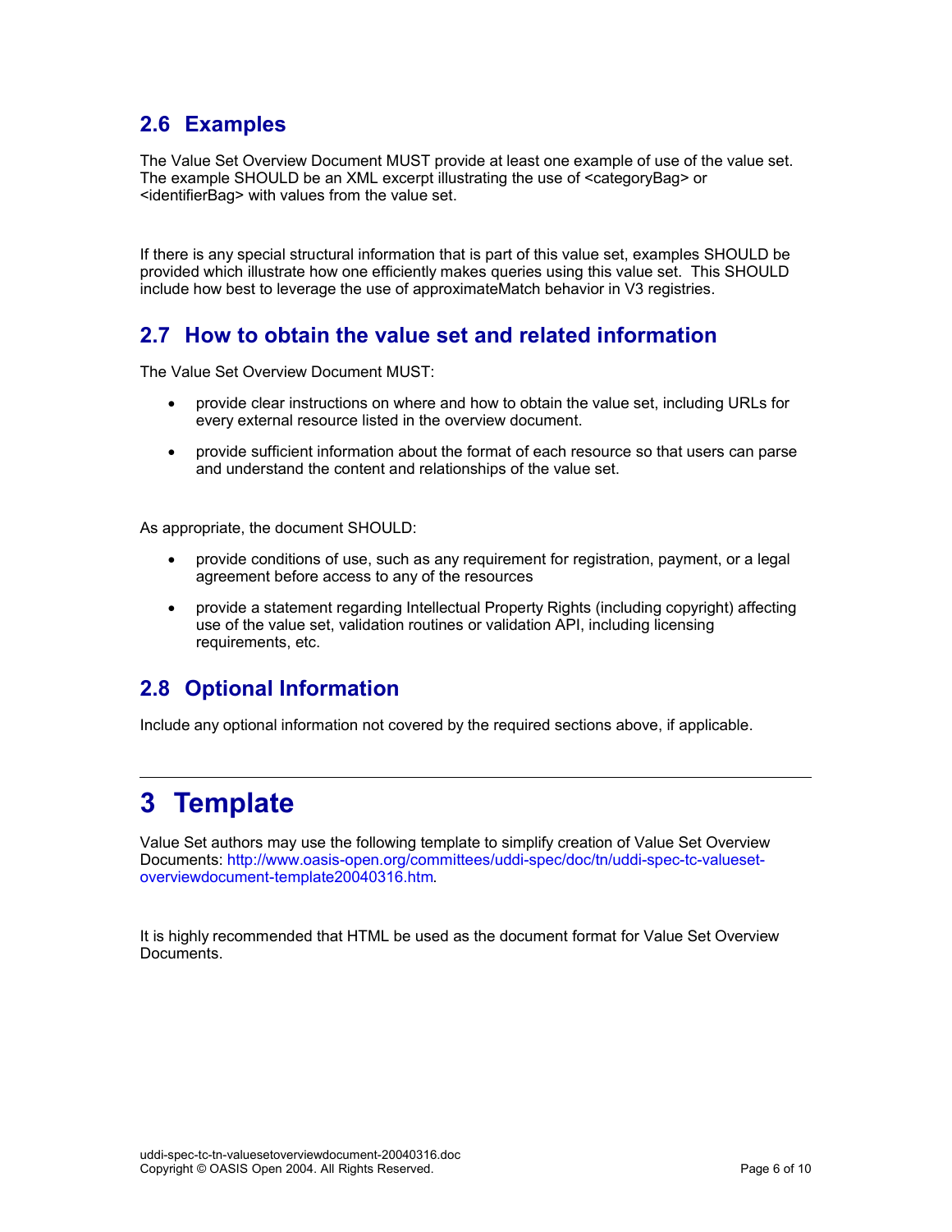## 2.6 Examples

The Value Set Overview Document MUST provide at least one example of use of the value set. The example SHOULD be an XML excerpt illustrating the use of <categoryBag> or <identifierBag> with values from the value set.

If there is any special structural information that is part of this value set, examples SHOULD be provided which illustrate how one efficiently makes queries using this value set. This SHOULD include how best to leverage the use of approximateMatch behavior in V3 registries.

## 2.7 How to obtain the value set and related information

The Value Set Overview Document MUST:

- provide clear instructions on where and how to obtain the value set, including URLs for every external resource listed in the overview document.
- provide sufficient information about the format of each resource so that users can parse and understand the content and relationships of the value set.

As appropriate, the document SHOULD:

- provide conditions of use, such as any requirement for registration, payment, or a legal agreement before access to any of the resources
- provide a statement regarding Intellectual Property Rights (including copyright) affecting use of the value set, validation routines or validation API, including licensing requirements, etc.

## 2.8 Optional Information

Include any optional information not covered by the required sections above, if applicable.

# 3 Template

Value Set authors may use the following template to simplify creation of Value Set Overview Documents: http://www.oasis-open.org/committees/uddi-spec/doc/tn/uddi-spec-tc-valueset-overviewdocument-template20040316.htm.

It is highly recommended that HTML be used as the document format for Value Set Overview Documents.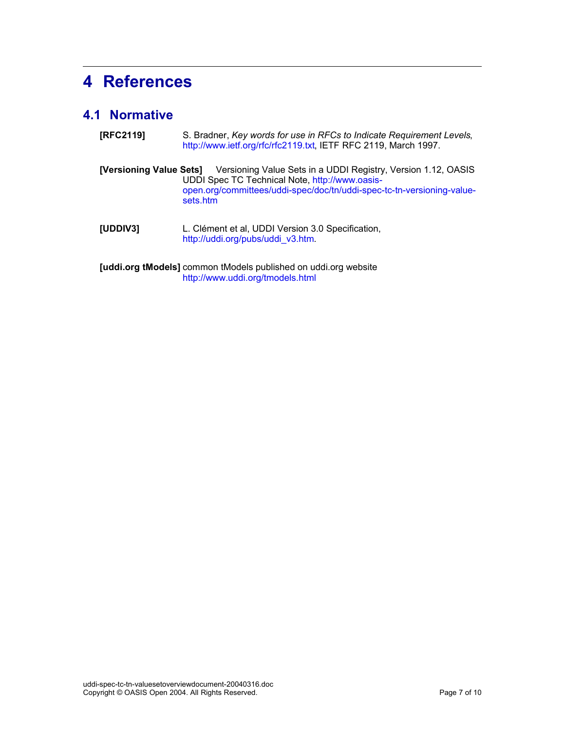# 4 References

## 4.1 Normative

**[RFC2119]** S. Bradner, *Key words for use in RFCs to Indicate Requirement Levels*, http://www.ietf.org/rfc/rfc2119.txt, IETF RFC 2119, March 1997.

**[Versioning Value Sets]** Versioning Value Sets in a UDDI Registry, Version 1.12, OASIS UDDI Spec TC Technical Note, http://www.oasis-open.org/committees/uddi-spec/doc/tn/uddi-spec-tc-tn-versioning-value-sets.htm

**[UDDIV3]** L. Clément et al, UDDI Version 3.0 Specification, http://uddi.org/pubs/uddi_v3.htm.

**[uddi.org tModels]** common tModels published on uddi.org website http://www.uddi.org/tmodels.html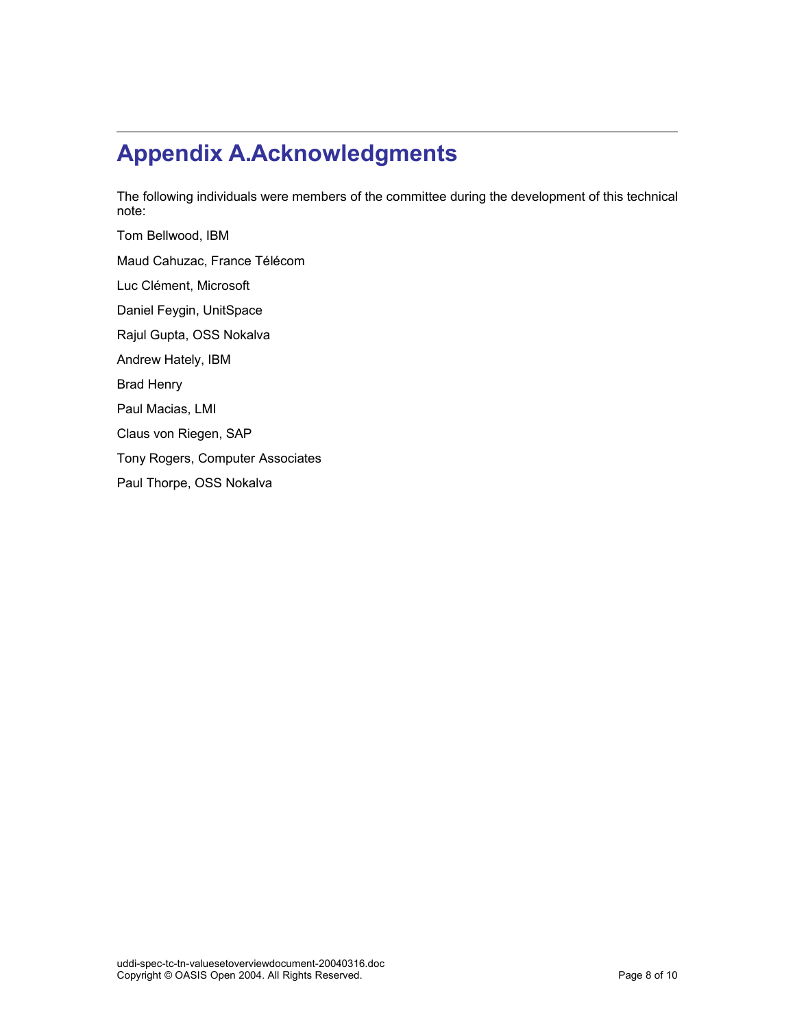# Appendix A. Acknowledgments

The following individuals were members of the committee during the development of this technical note:

Tom Bellwood, IBM

Maud Cahuzac, France Télécom

Luc Clément, Microsoft

Daniel Feygin, UnitSpace

Rajul Gupta, OSS Nokalva

Andrew Hately, IBM

Brad Henry

Paul Macias, LMI

Claus von Riegen, SAP

Tony Rogers, Computer Associates

Paul Thorpe, OSS Nokalva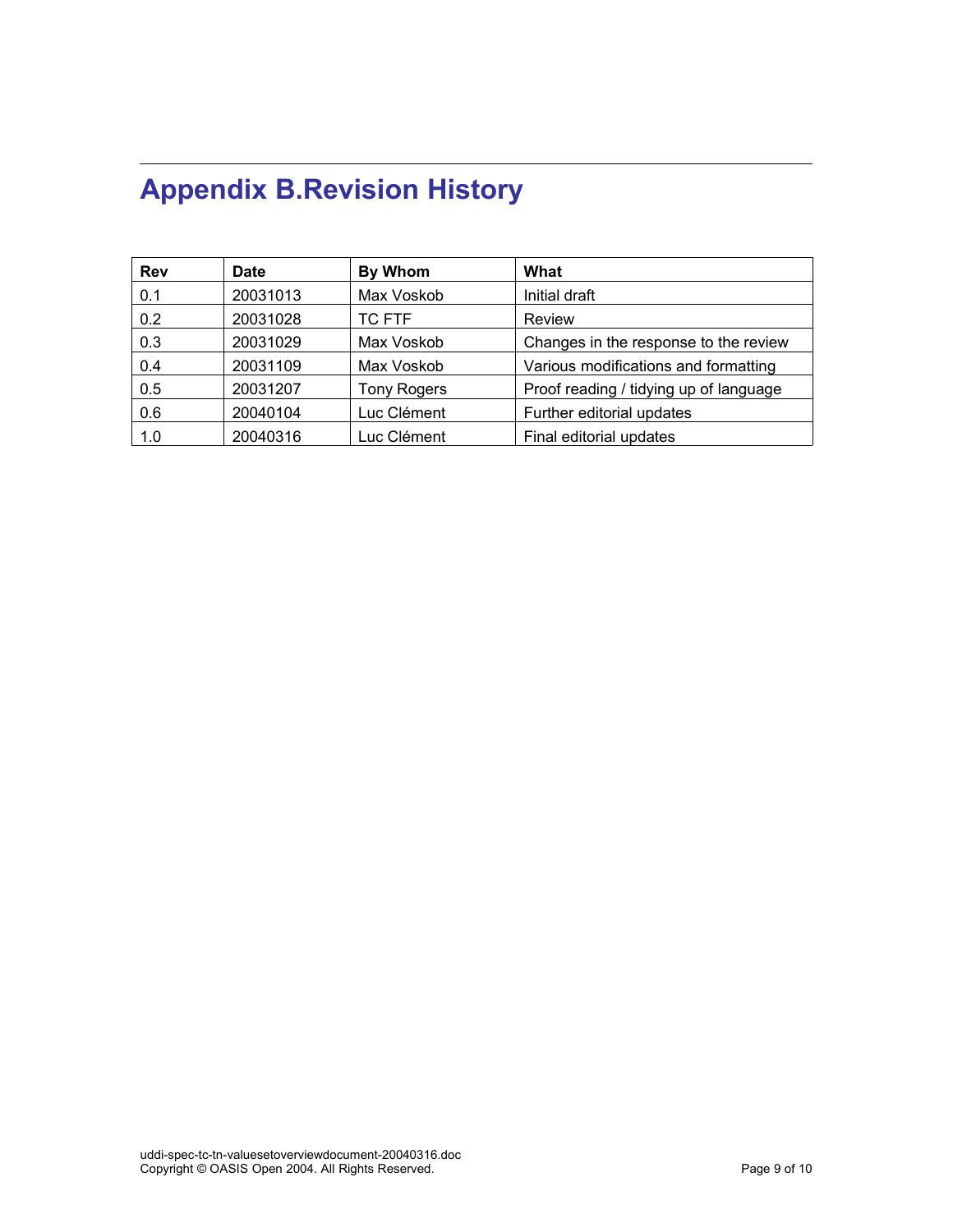# Appendix B. Revision History

| Rev | Date | By Whom | What |
| --- | --- | --- | --- |
| 0.1 | 20031013 | Max Voskob | Initial draft |
| 0.2 | 20031028 | TC FTF | Review |
| 0.3 | 20031029 | Max Voskob | Changes in the response to the review |
| 0.4 | 20031109 | Max Voskob | Various modifications and formatting |
| 0.5 | 20031207 | Tony Rogers | Proof reading / tidying up of language |
| 0.6 | 20040104 | Luc Clément | Further editorial updates |
| 1.0 | 20040316 | Luc Clément | Final editorial updates |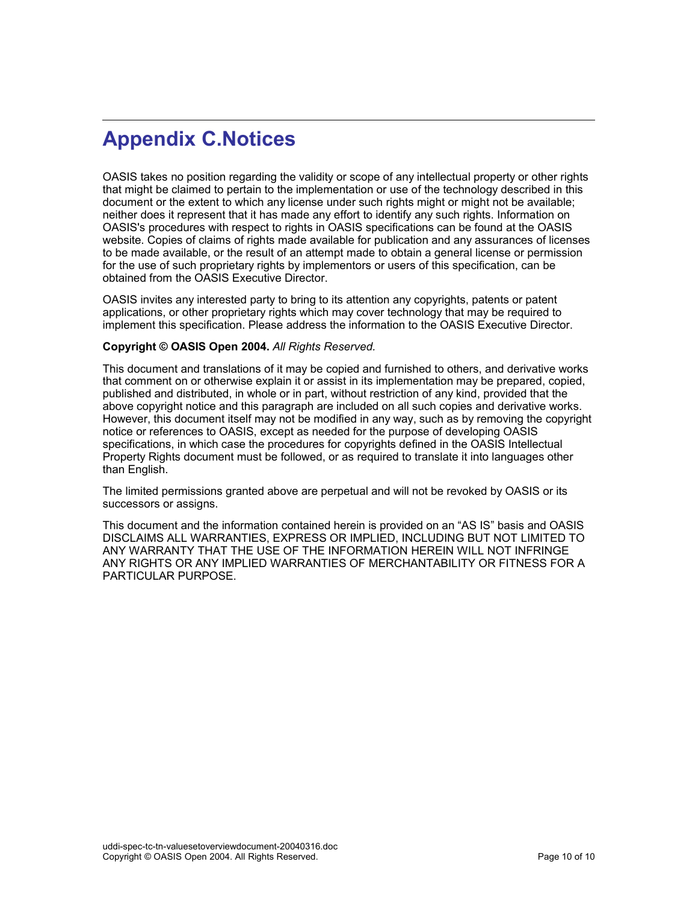# Appendix C. Notices

OASIS takes no position regarding the validity or scope of any intellectual property or other rights that might be claimed to pertain to the implementation or use of the technology described in this document or the extent to which any license under such rights might or might not be available; neither does it represent that it has made any effort to identify any such rights. Information on OASIS's procedures with respect to rights in OASIS specifications can be found at the OASIS website. Copies of claims of rights made available for publication and any assurances of licenses to be made available, or the result of an attempt made to obtain a general license or permission for the use of such proprietary rights by implementors or users of this specification, can be obtained from the OASIS Executive Director.

OASIS invites any interested party to bring to its attention any copyrights, patents or patent applications, or other proprietary rights which may cover technology that may be required to implement this specification. Please address the information to the OASIS Executive Director.

**Copyright © OASIS Open 2004.** *All Rights Reserved.*

This document and translations of it may be copied and furnished to others, and derivative works that comment on or otherwise explain it or assist in its implementation may be prepared, copied, published and distributed, in whole or in part, without restriction of any kind, provided that the above copyright notice and this paragraph are included on all such copies and derivative works. However, this document itself may not be modified in any way, such as by removing the copyright notice or references to OASIS, except as needed for the purpose of developing OASIS specifications, in which case the procedures for copyrights defined in the OASIS Intellectual Property Rights document must be followed, or as required to translate it into languages other than English.

The limited permissions granted above are perpetual and will not be revoked by OASIS or its successors or assigns.

This document and the information contained herein is provided on an "AS IS" basis and OASIS DISCLAIMS ALL WARRANTIES, EXPRESS OR IMPLIED, INCLUDING BUT NOT LIMITED TO ANY WARRANTY THAT THE USE OF THE INFORMATION HEREIN WILL NOT INFRINGE ANY RIGHTS OR ANY IMPLIED WARRANTIES OF MERCHANTABILITY OR FITNESS FOR A PARTICULAR PURPOSE.